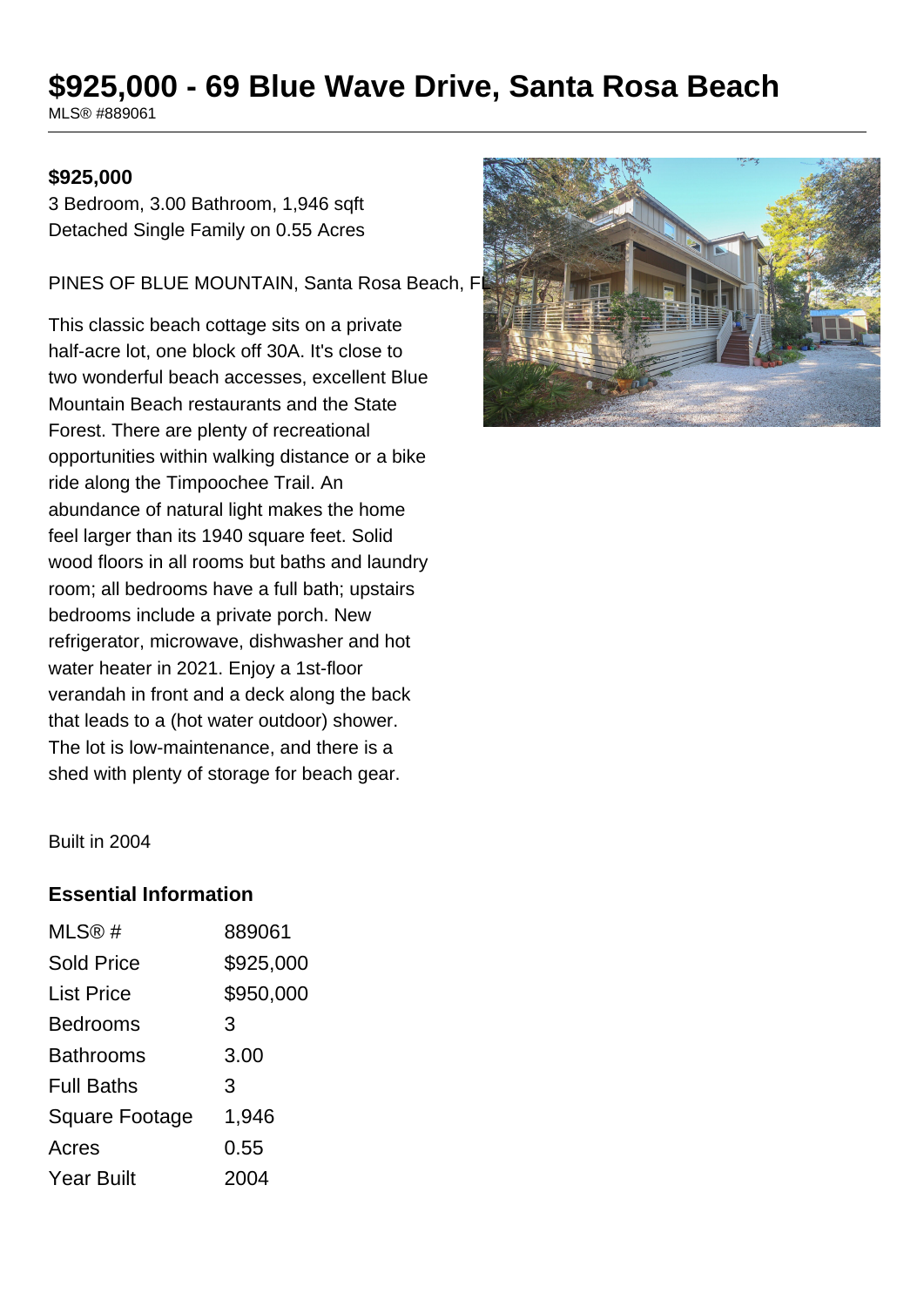# $925,000 - 69 Blue Wave Drive, Santa Rosa Beach

MLS® #889061

**$925,000**

3 Bedroom, 3.00 Bathroom, 1,946 sqft
Detached Single Family on 0.55 Acres

PINES OF BLUE MOUNTAIN, Santa Rosa Beach, FL

This classic beach cottage sits on a private half-acre lot, one block off 30A. It's close to two wonderful beach accesses, excellent Blue Mountain Beach restaurants and the State Forest. There are plenty of recreational opportunities within walking distance or a bike ride along the Timpoochee Trail. An abundance of natural light makes the home feel larger than its 1940 square feet. Solid wood floors in all rooms but baths and laundry room; all bedrooms have a full bath; upstairs bedrooms include a private porch. New refrigerator, microwave, dishwasher and hot water heater in 2021. Enjoy a 1st-floor verandah in front and a deck along the back that leads to a (hot water outdoor) shower. The lot is low-maintenance, and there is a shed with plenty of storage for beach gear.

Built in 2004

### Essential Information

| | |
|---|---|
| MLS® # | 889061 |
| Sold Price | $925,000 |
| List Price | $950,000 |
| Bedrooms | 3 |
| Bathrooms | 3.00 |
| Full Baths | 3 |
| Square Footage | 1,946 |
| Acres | 0.55 |
| Year Built | 2004 |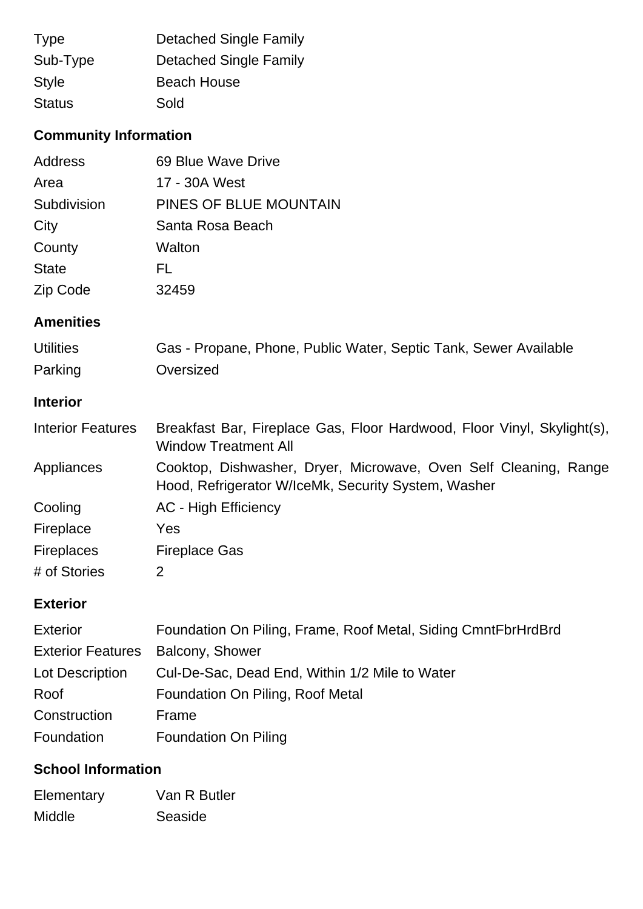| | |
|---|---|
| Type | Detached Single Family |
| Sub-Type | Detached Single Family |
| Style | Beach House |
| Status | Sold |

## Community Information

| | |
|---|---|
| Address | 69 Blue Wave Drive |
| Area | 17 - 30A West |
| Subdivision | PINES OF BLUE MOUNTAIN |
| City | Santa Rosa Beach |
| County | Walton |
| State | FL |
| Zip Code | 32459 |

## Amenities

| | |
|---|---|
| Utilities | Gas - Propane, Phone, Public Water, Septic Tank, Sewer Available |
| Parking | Oversized |

## Interior

| | |
|---|---|
| Interior Features | Breakfast Bar, Fireplace Gas, Floor Hardwood, Floor Vinyl, Skylight(s), Window Treatment All |
| Appliances | Cooktop, Dishwasher, Dryer, Microwave, Oven Self Cleaning, Range Hood, Refrigerator W/IceMk, Security System, Washer |
| Cooling | AC - High Efficiency |
| Fireplace | Yes |
| Fireplaces | Fireplace Gas |
| # of Stories | 2 |

## Exterior

| | |
|---|---|
| Exterior | Foundation On Piling, Frame, Roof Metal, Siding CmntFbrHrdBrd |
| Exterior Features | Balcony, Shower |
| Lot Description | Cul-De-Sac, Dead End, Within 1/2 Mile to Water |
| Roof | Foundation On Piling, Roof Metal |
| Construction | Frame |
| Foundation | Foundation On Piling |

## School Information

| | |
|---|---|
| Elementary | Van R Butler |
| Middle | Seaside |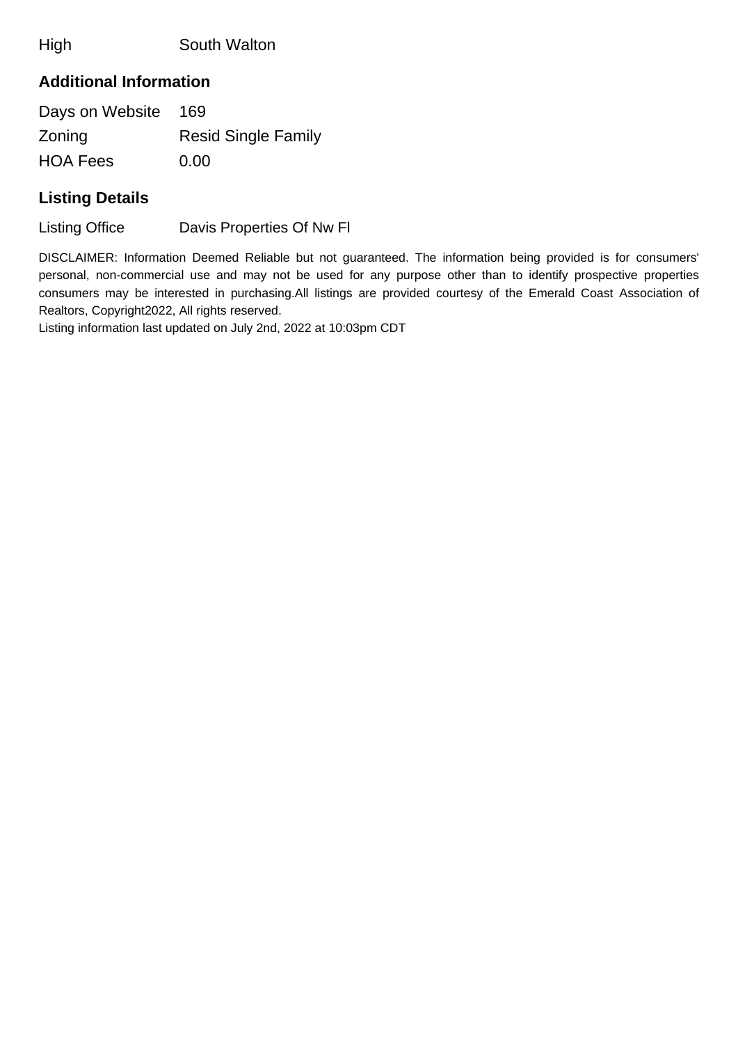| | |
|---|---|
| High | South Walton |

## Additional Information

| | |
|---|---|
| Days on Website | 169 |
| Zoning | Resid Single Family |
| HOA Fees | 0.00 |

## Listing Details

| | |
|---|---|
| Listing Office | Davis Properties Of Nw Fl |

DISCLAIMER: Information Deemed Reliable but not guaranteed. The information being provided is for consumers' personal, non-commercial use and may not be used for any purpose other than to identify prospective properties consumers may be interested in purchasing.All listings are provided courtesy of the Emerald Coast Association of Realtors, Copyright2022, All rights reserved.
Listing information last updated on July 2nd, 2022 at 10:03pm CDT